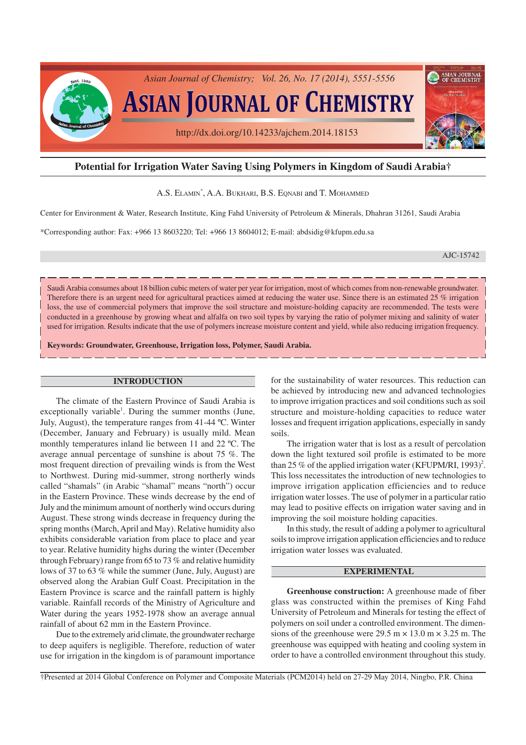# Potential for Irrigation Water Saving Using Polymers in Kingdom of Saudi Arabia†

A.S. ELAMIN*, A.A. BUKHARI, B.S. EQNABI and T. MOHAMMED

Center for Environment & Water, Research Institute, King Fahd University of Petroleum & Minerals, Dhahran 31261, Saudi Arabia

*Corresponding author: Fax: +966 13 8603220; Tel: +966 13 8604012; E-mail: abdsidig@kfupm.edu.sa

AJC-15742

Saudi Arabia consumes about 18 billion cubic meters of water per year for irrigation, most of which comes from non-renewable groundwater. Therefore there is an urgent need for agricultural practices aimed at reducing the water use. Since there is an estimated 25 % irrigation loss, the use of commercial polymers that improve the soil structure and moisture-holding capacity are recommended. The tests were conducted in a greenhouse by growing wheat and alfalfa on two soil types by varying the ratio of polymer mixing and salinity of water used for irrigation. Results indicate that the use of polymers increase moisture content and yield, while also reducing irrigation frequency.

**Keywords: Groundwater, Greenhouse, Irrigation loss, Polymer, Saudi Arabia.**

## INTRODUCTION

The climate of the Eastern Province of Saudi Arabia is exceptionally variable[1]. During the summer months (June, July, August), the temperature ranges from 41-44 ºC. Winter (December, January and February) is usually mild. Mean monthly temperatures inland lie between 11 and 22 ºC. The average annual percentage of sunshine is about 75 %. The most frequent direction of prevailing winds is from the West to Northwest. During mid-summer, strong northerly winds called "shamals" (in Arabic "shamal" means "north") occur in the Eastern Province. These winds decrease by the end of July and the minimum amount of northerly wind occurs during August. These strong winds decrease in frequency during the spring months (March, April and May). Relative humidity also exhibits considerable variation from place to place and year to year. Relative humidity highs during the winter (December through February) range from 65 to 73 % and relative humidity lows of 37 to 63 % while the summer (June, July, August) are observed along the Arabian Gulf Coast. Precipitation in the Eastern Province is scarce and the rainfall pattern is highly variable. Rainfall records of the Ministry of Agriculture and Water during the years 1952-1978 show an average annual rainfall of about 62 mm in the Eastern Province.

Due to the extremely arid climate, the groundwater recharge to deep aquifers is negligible. Therefore, reduction of water use for irrigation in the kingdom is of paramount importance for the sustainability of water resources. This reduction can be achieved by introducing new and advanced technologies to improve irrigation practices and soil conditions such as soil structure and moisture-holding capacities to reduce water losses and frequent irrigation applications, especially in sandy soils.

The irrigation water that is lost as a result of percolation down the light textured soil profile is estimated to be more than 25 % of the applied irrigation water (KFUPM/RI, 1993)[2]. This loss necessitates the introduction of new technologies to improve irrigation application efficiencies and to reduce irrigation water losses. The use of polymer in a particular ratio may lead to positive effects on irrigation water saving and in improving the soil moisture holding capacities.

In this study, the result of adding a polymer to agricultural soils to improve irrigation application efficiencies and to reduce irrigation water losses was evaluated.

## EXPERIMENTAL

**Greenhouse construction:** A greenhouse made of fiber glass was constructed within the premises of King Fahd University of Petroleum and Minerals for testing the effect of polymers on soil under a controlled environment. The dimensions of the greenhouse were 29.5 m × 13.0 m × 3.25 m. The greenhouse was equipped with heating and cooling system in order to have a controlled environment throughout this study.

†Presented at 2014 Global Conference on Polymer and Composite Materials (PCM2014) held on 27-29 May 2014, Ningbo, P.R. China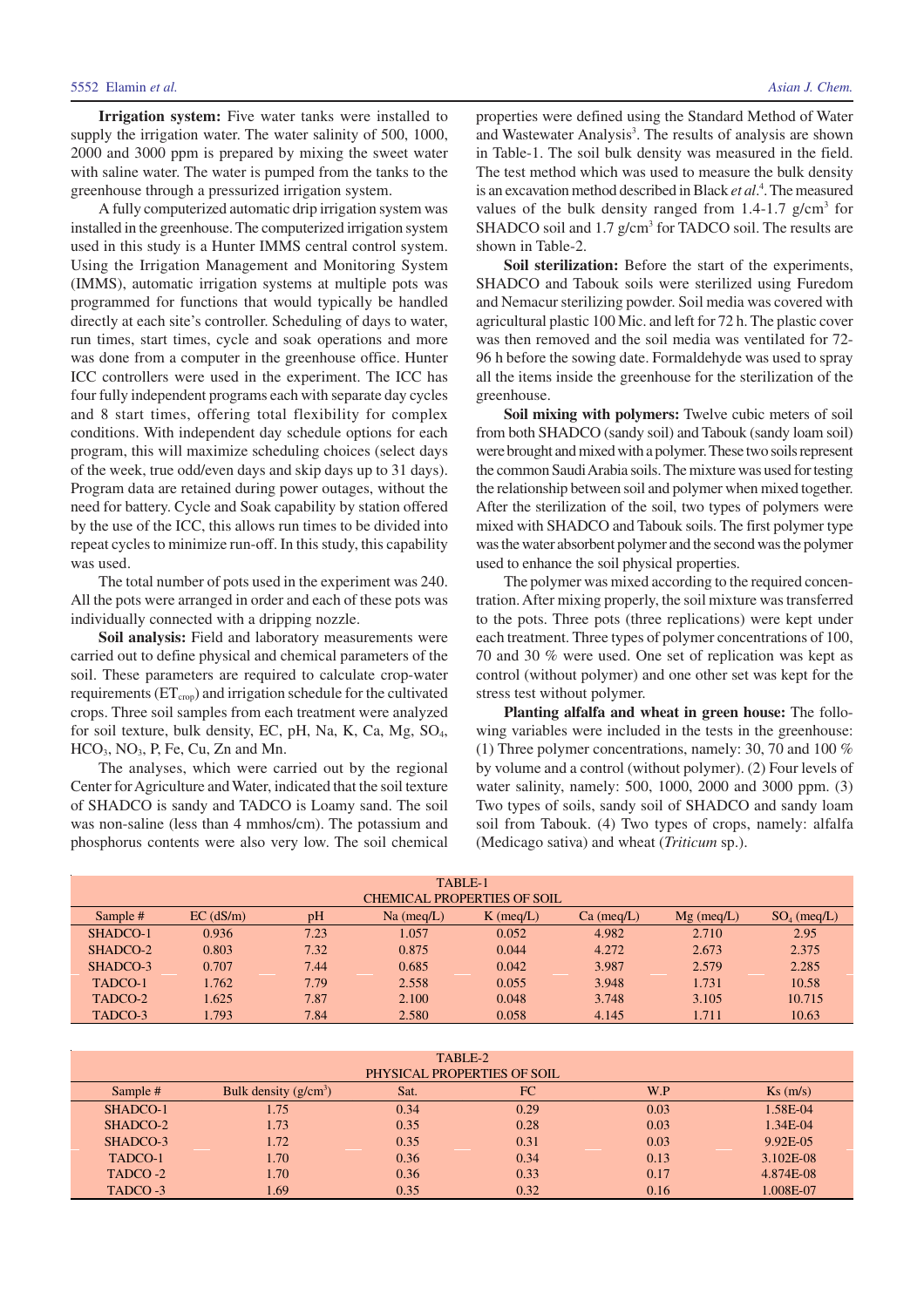**Irrigation system:** Five water tanks were installed to supply the irrigation water. The water salinity of 500, 1000, 2000 and 3000 ppm is prepared by mixing the sweet water with saline water. The water is pumped from the tanks to the greenhouse through a pressurized irrigation system.

A fully computerized automatic drip irrigation system was installed in the greenhouse. The computerized irrigation system used in this study is a Hunter IMMS central control system. Using the Irrigation Management and Monitoring System (IMMS), automatic irrigation systems at multiple pots was programmed for functions that would typically be handled directly at each site's controller. Scheduling of days to water, run times, start times, cycle and soak operations and more was done from a computer in the greenhouse office. Hunter ICC controllers were used in the experiment. The ICC has four fully independent programs each with separate day cycles and 8 start times, offering total flexibility for complex conditions. With independent day schedule options for each program, this will maximize scheduling choices (select days of the week, true odd/even days and skip days up to 31 days). Program data are retained during power outages, without the need for battery. Cycle and Soak capability by station offered by the use of the ICC, this allows run times to be divided into repeat cycles to minimize run-off. In this study, this capability was used.

The total number of pots used in the experiment was 240. All the pots were arranged in order and each of these pots was individually connected with a dripping nozzle.

**Soil analysis:** Field and laboratory measurements were carried out to define physical and chemical parameters of the soil. These parameters are required to calculate crop-water requirements ($ET_{crop}$) and irrigation schedule for the cultivated crops. Three soil samples from each treatment were analyzed for soil texture, bulk density, EC, pH, Na, K, Ca, Mg, $SO_4$, $HCO_3$, $NO_3$, P, Fe, Cu, Zn and Mn.

The analyses, which were carried out by the regional Center for Agriculture and Water, indicated that the soil texture of SHADCO is sandy and TADCO is Loamy sand. The soil was non-saline (less than 4 mmhos/cm). The potassium and phosphorus contents were also very low. The soil chemical properties were defined using the Standard Method of Water and Wastewater Analysis[3]. The results of analysis are shown in Table-1. The soil bulk density was measured in the field. The test method which was used to measure the bulk density is an excavation method described in Black *et al.*[4]. The measured values of the bulk density ranged from 1.4-1.7 g/cm$^3$ for SHADCO soil and 1.7 g/cm$^3$ for TADCO soil. The results are shown in Table-2.

**Soil sterilization:** Before the start of the experiments, SHADCO and Tabouk soils were sterilized using Furedom and Nemacur sterilizing powder. Soil media was covered with agricultural plastic 100 Mic. and left for 72 h. The plastic cover was then removed and the soil media was ventilated for 72-96 h before the sowing date. Formaldehyde was used to spray all the items inside the greenhouse for the sterilization of the greenhouse.

**Soil mixing with polymers:** Twelve cubic meters of soil from both SHADCO (sandy soil) and Tabouk (sandy loam soil) were brought and mixed with a polymer. These two soils represent the common Saudi Arabia soils. The mixture was used for testing the relationship between soil and polymer when mixed together. After the sterilization of the soil, two types of polymers were mixed with SHADCO and Tabouk soils. The first polymer type was the water absorbent polymer and the second was the polymer used to enhance the soil physical properties.

The polymer was mixed according to the required concentration. After mixing properly, the soil mixture was transferred to the pots. Three pots (three replications) were kept under each treatment. Three types of polymer concentrations of 100, 70 and 30 % were used. One set of replication was kept as control (without polymer) and one other set was kept for the stress test without polymer.

**Planting alfalfa and wheat in green house:** The following variables were included in the tests in the greenhouse: (1) Three polymer concentrations, namely: 30, 70 and 100 % by volume and a control (without polymer). (2) Four levels of water salinity, namely: 500, 1000, 2000 and 3000 ppm. (3) Two types of soils, sandy soil of SHADCO and sandy loam soil from Tabouk. (4) Two types of crops, namely: alfalfa (Medicago sativa) and wheat (*Triticum* sp.).

TABLE-1
CHEMICAL PROPERTIES OF SOIL

| Sample # | EC (dS/m) | pH | Na (meq/L) | K (meq/L) | Ca (meq/L) | Mg (meq/L) | $SO_4$ (meq/L) |
|---|---|---|---|---|---|---|---|
| SHADCO-1 | 0.936 | 7.23 | 1.057 | 0.052 | 4.982 | 2.710 | 2.95 |
| SHADCO-2 | 0.803 | 7.32 | 0.875 | 0.044 | 4.272 | 2.673 | 2.375 |
| SHADCO-3 | 0.707 | 7.44 | 0.685 | 0.042 | 3.987 | 2.579 | 2.285 |
| TADCO-1 | 1.762 | 7.79 | 2.558 | 0.055 | 3.948 | 1.731 | 10.58 |
| TADCO-2 | 1.625 | 7.87 | 2.100 | 0.048 | 3.748 | 3.105 | 10.715 |
| TADCO-3 | 1.793 | 7.84 | 2.580 | 0.058 | 4.145 | 1.711 | 10.63 |

TABLE-2
PHYSICAL PROPERTIES OF SOIL

| Sample # | Bulk density (g/cm$^3$) | Sat. | FC | W.P | Ks (m/s) |
|---|---|---|---|---|---|
| SHADCO-1 | 1.75 | 0.34 | 0.29 | 0.03 | 1.58E-04 |
| SHADCO-2 | 1.73 | 0.35 | 0.28 | 0.03 | 1.34E-04 |
| SHADCO-3 | 1.72 | 0.35 | 0.31 | 0.03 | 9.92E-05 |
| TADCO-1 | 1.70 | 0.36 | 0.34 | 0.13 | 3.102E-08 |
| TADCO -2 | 1.70 | 0.36 | 0.33 | 0.17 | 4.874E-08 |
| TADCO -3 | 1.69 | 0.35 | 0.32 | 0.16 | 1.008E-07 |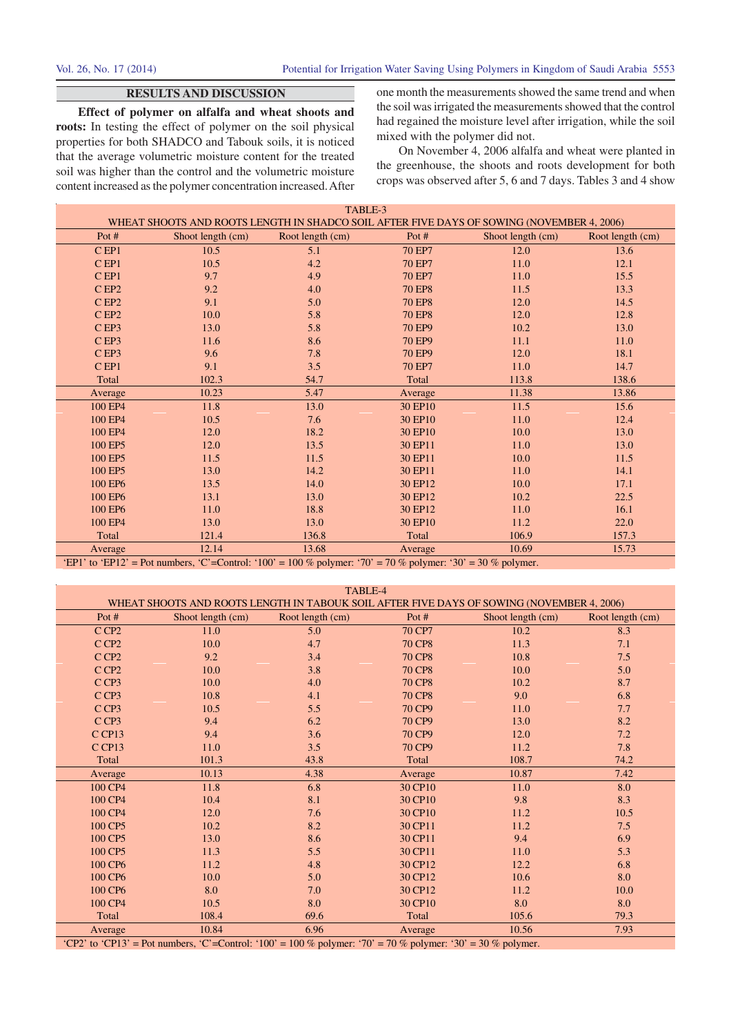## RESULTS AND DISCUSSION

**Effect of polymer on alfalfa and wheat shoots and roots:** In testing the effect of polymer on the soil physical properties for both SHADCO and Tabouk soils, it is noticed that the average volumetric moisture content for the treated soil was higher than the control and the volumetric moisture content increased as the polymer concentration increased. After one month the measurements showed the same trend and when the soil was irrigated the measurements showed that the control had regained the moisture level after irrigation, while the soil mixed with the polymer did not.

On November 4, 2006 alfalfa and wheat were planted in the greenhouse, the shoots and roots development for both crops was observed after 5, 6 and 7 days. Tables 3 and 4 show

TABLE-3
WHEAT SHOOTS AND ROOTS LENGTH IN SHADCO SOIL AFTER FIVE DAYS OF SOWING (NOVEMBER 4, 2006)

| Pot # | Shoot length (cm) | Root length (cm) | Pot # | Shoot length (cm) | Root length (cm) |
|---|---|---|---|---|---|
| C EP1 | 10.5 | 5.1 | 70 EP7 | 12.0 | 13.6 |
| C EP1 | 10.5 | 4.2 | 70 EP7 | 11.0 | 12.1 |
| C EP1 | 9.7 | 4.9 | 70 EP7 | 11.0 | 15.5 |
| C EP2 | 9.2 | 4.0 | 70 EP8 | 11.5 | 13.3 |
| C EP2 | 9.1 | 5.0 | 70 EP8 | 12.0 | 14.5 |
| C EP2 | 10.0 | 5.8 | 70 EP8 | 12.0 | 12.8 |
| C EP3 | 13.0 | 5.8 | 70 EP9 | 10.2 | 13.0 |
| C EP3 | 11.6 | 8.6 | 70 EP9 | 11.1 | 11.0 |
| C EP3 | 9.6 | 7.8 | 70 EP9 | 12.0 | 18.1 |
| C EP1 | 9.1 | 3.5 | 70 EP7 | 11.0 | 14.7 |
| Total | 102.3 | 54.7 | Total | 113.8 | 138.6 |
| Average | 10.23 | 5.47 | Average | 11.38 | 13.86 |
| 100 EP4 | 11.8 | 13.0 | 30 EP10 | 11.5 | 15.6 |
| 100 EP4 | 10.5 | 7.6 | 30 EP10 | 11.0 | 12.4 |
| 100 EP4 | 12.0 | 18.2 | 30 EP10 | 10.0 | 13.0 |
| 100 EP5 | 12.0 | 13.5 | 30 EP11 | 11.0 | 13.0 |
| 100 EP5 | 11.5 | 11.5 | 30 EP11 | 10.0 | 11.5 |
| 100 EP5 | 13.0 | 14.2 | 30 EP11 | 11.0 | 14.1 |
| 100 EP6 | 13.5 | 14.0 | 30 EP12 | 10.0 | 17.1 |
| 100 EP6 | 13.1 | 13.0 | 30 EP12 | 10.2 | 22.5 |
| 100 EP6 | 11.0 | 18.8 | 30 EP12 | 11.0 | 16.1 |
| 100 EP4 | 13.0 | 13.0 | 30 EP10 | 11.2 | 22.0 |
| Total | 121.4 | 136.8 | Total | 106.9 | 157.3 |
| Average | 12.14 | 13.68 | Average | 10.69 | 15.73 |

'EP1' to 'EP12' = Pot numbers, 'C'=Control: '100' = 100 % polymer: '70' = 70 % polymer: '30' = 30 % polymer.

TABLE-4
WHEAT SHOOTS AND ROOTS LENGTH IN TABOUK SOIL AFTER FIVE DAYS OF SOWING (NOVEMBER 4, 2006)

| Pot # | Shoot length (cm) | Root length (cm) | Pot # | Shoot length (cm) | Root length (cm) |
|---|---|---|---|---|---|
| C CP2 | 11.0 | 5.0 | 70 CP7 | 10.2 | 8.3 |
| C CP2 | 10.0 | 4.7 | 70 CP8 | 11.3 | 7.1 |
| C CP2 | 9.2 | 3.4 | 70 CP8 | 10.8 | 7.5 |
| C CP2 | 10.0 | 3.8 | 70 CP8 | 10.0 | 5.0 |
| C CP3 | 10.0 | 4.0 | 70 CP8 | 10.2 | 8.7 |
| C CP3 | 10.8 | 4.1 | 70 CP8 | 9.0 | 6.8 |
| C CP3 | 10.5 | 5.5 | 70 CP9 | 11.0 | 7.7 |
| C CP3 | 9.4 | 6.2 | 70 CP9 | 13.0 | 8.2 |
| C CP13 | 9.4 | 3.6 | 70 CP9 | 12.0 | 7.2 |
| C CP13 | 11.0 | 3.5 | 70 CP9 | 11.2 | 7.8 |
| Total | 101.3 | 43.8 | Total | 108.7 | 74.2 |
| Average | 10.13 | 4.38 | Average | 10.87 | 7.42 |
| 100 CP4 | 11.8 | 6.8 | 30 CP10 | 11.0 | 8.0 |
| 100 CP4 | 10.4 | 8.1 | 30 CP10 | 9.8 | 8.3 |
| 100 CP4 | 12.0 | 7.6 | 30 CP10 | 11.2 | 10.5 |
| 100 CP5 | 10.2 | 8.2 | 30 CP11 | 11.2 | 7.5 |
| 100 CP5 | 13.0 | 8.6 | 30 CP11 | 9.4 | 6.9 |
| 100 CP5 | 11.3 | 5.5 | 30 CP11 | 11.0 | 5.3 |
| 100 CP6 | 11.2 | 4.8 | 30 CP12 | 12.2 | 6.8 |
| 100 CP6 | 10.0 | 5.0 | 30 CP12 | 10.6 | 8.0 |
| 100 CP6 | 8.0 | 7.0 | 30 CP12 | 11.2 | 10.0 |
| 100 CP4 | 10.5 | 8.0 | 30 CP10 | 8.0 | 8.0 |
| Total | 108.4 | 69.6 | Total | 105.6 | 79.3 |
| Average | 10.84 | 6.96 | Average | 10.56 | 7.93 |

'CP2' to 'CP13' = Pot numbers, 'C'=Control: '100' = 100 % polymer: '70' = 70 % polymer: '30' = 30 % polymer.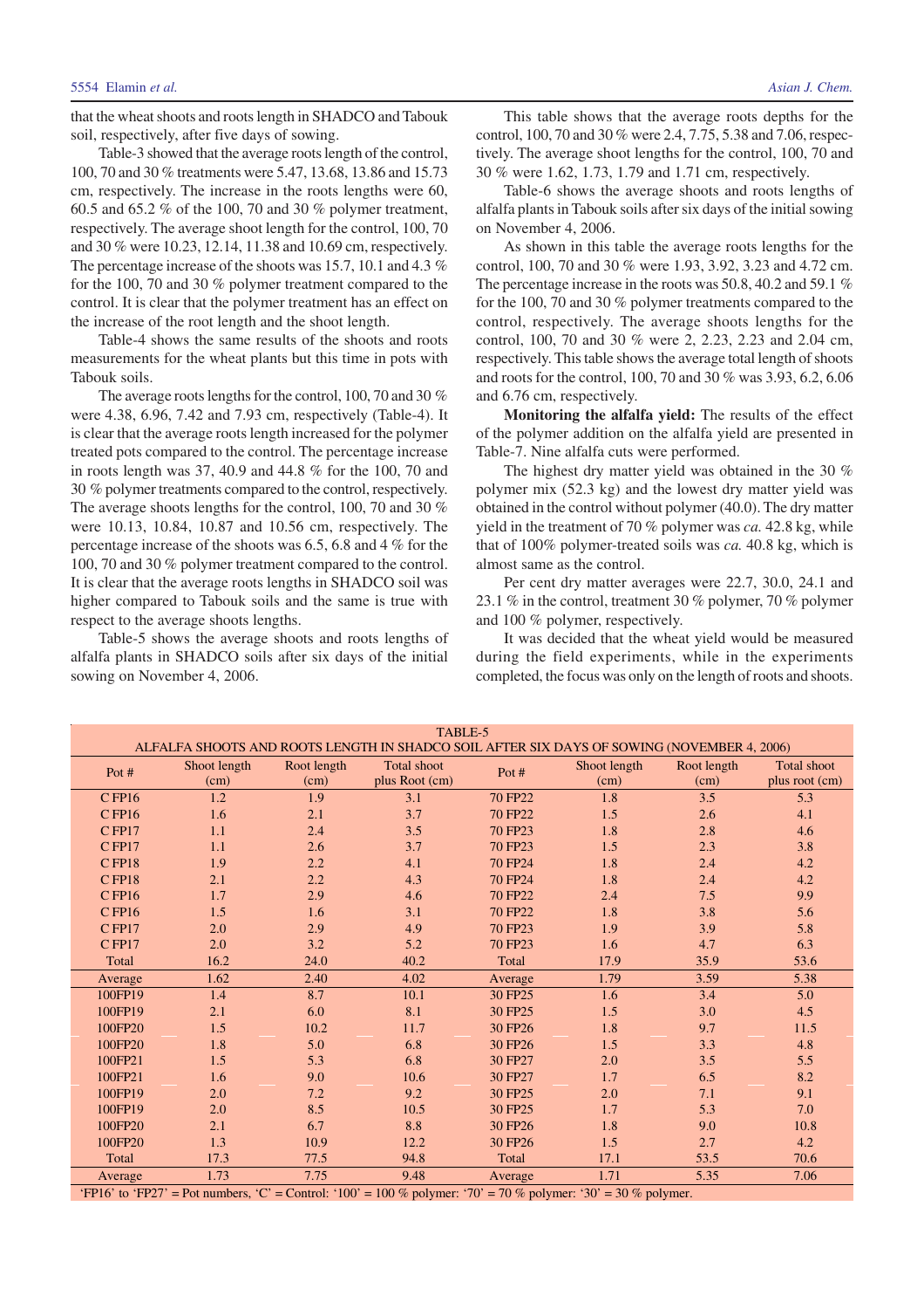that the wheat shoots and roots length in SHADCO and Tabouk soil, respectively, after five days of sowing.

Table-3 showed that the average roots length of the control, 100, 70 and 30 % treatments were 5.47, 13.68, 13.86 and 15.73 cm, respectively. The increase in the roots lengths were 60, 60.5 and 65.2 % of the 100, 70 and 30 % polymer treatment, respectively. The average shoot length for the control, 100, 70 and 30 % were 10.23, 12.14, 11.38 and 10.69 cm, respectively. The percentage increase of the shoots was 15.7, 10.1 and 4.3 % for the 100, 70 and 30 % polymer treatment compared to the control. It is clear that the polymer treatment has an effect on the increase of the root length and the shoot length.

Table-4 shows the same results of the shoots and roots measurements for the wheat plants but this time in pots with Tabouk soils.

The average roots lengths for the control, 100, 70 and 30 % were 4.38, 6.96, 7.42 and 7.93 cm, respectively (Table-4). It is clear that the average roots length increased for the polymer treated pots compared to the control. The percentage increase in roots length was 37, 40.9 and 44.8 % for the 100, 70 and 30 % polymer treatments compared to the control, respectively. The average shoots lengths for the control, 100, 70 and 30 % were 10.13, 10.84, 10.87 and 10.56 cm, respectively. The percentage increase of the shoots was 6.5, 6.8 and 4 % for the 100, 70 and 30 % polymer treatment compared to the control. It is clear that the average roots lengths in SHADCO soil was higher compared to Tabouk soils and the same is true with respect to the average shoots lengths.

Table-5 shows the average shoots and roots lengths of alfalfa plants in SHADCO soils after six days of the initial sowing on November 4, 2006.

This table shows that the average roots depths for the control, 100, 70 and 30 % were 2.4, 7.75, 5.38 and 7.06, respectively. The average shoot lengths for the control, 100, 70 and 30 % were 1.62, 1.73, 1.79 and 1.71 cm, respectively.

Table-6 shows the average shoots and roots lengths of alfalfa plants in Tabouk soils after six days of the initial sowing on November 4, 2006.

As shown in this table the average roots lengths for the control, 100, 70 and 30 % were 1.93, 3.92, 3.23 and 4.72 cm. The percentage increase in the roots was 50.8, 40.2 and 59.1 % for the 100, 70 and 30 % polymer treatments compared to the control, respectively. The average shoots lengths for the control, 100, 70 and 30 % were 2, 2.23, 2.23 and 2.04 cm, respectively. This table shows the average total length of shoots and roots for the control, 100, 70 and 30 % was 3.93, 6.2, 6.06 and 6.76 cm, respectively.

**Monitoring the alfalfa yield:** The results of the effect of the polymer addition on the alfalfa yield are presented in Table-7. Nine alfalfa cuts were performed.

The highest dry matter yield was obtained in the 30 % polymer mix (52.3 kg) and the lowest dry matter yield was obtained in the control without polymer (40.0). The dry matter yield in the treatment of 70 % polymer was *ca.* 42.8 kg, while that of 100% polymer-treated soils was *ca.* 40.8 kg, which is almost same as the control.

Per cent dry matter averages were 22.7, 30.0, 24.1 and 23.1 % in the control, treatment 30 % polymer, 70 % polymer and 100 % polymer, respectively.

It was decided that the wheat yield would be measured during the field experiments, while in the experiments completed, the focus was only on the length of roots and shoots.

TABLE-5
ALFALFA SHOOTS AND ROOTS LENGTH IN SHADCO SOIL AFTER SIX DAYS OF SOWING (NOVEMBER 4, 2006)

| Pot # | Shoot length (cm) | Root length (cm) | Total shoot plus Root (cm) | Pot # | Shoot length (cm) | Root length (cm) | Total shoot plus root (cm) |
|---|---|---|---|---|---|---|---|
| C FP16 | 1.2 | 1.9 | 3.1 | 70 FP22 | 1.8 | 3.5 | 5.3 |
| C FP16 | 1.6 | 2.1 | 3.7 | 70 FP22 | 1.5 | 2.6 | 4.1 |
| C FP17 | 1.1 | 2.4 | 3.5 | 70 FP23 | 1.8 | 2.8 | 4.6 |
| C FP17 | 1.1 | 2.6 | 3.7 | 70 FP23 | 1.5 | 2.3 | 3.8 |
| C FP18 | 1.9 | 2.2 | 4.1 | 70 FP24 | 1.8 | 2.4 | 4.2 |
| C FP18 | 2.1 | 2.2 | 4.3 | 70 FP24 | 1.8 | 2.4 | 4.2 |
| C FP16 | 1.7 | 2.9 | 4.6 | 70 FP22 | 2.4 | 7.5 | 9.9 |
| C FP16 | 1.5 | 1.6 | 3.1 | 70 FP22 | 1.8 | 3.8 | 5.6 |
| C FP17 | 2.0 | 2.9 | 4.9 | 70 FP23 | 1.9 | 3.9 | 5.8 |
| C FP17 | 2.0 | 3.2 | 5.2 | 70 FP23 | 1.6 | 4.7 | 6.3 |
| Total | 16.2 | 24.0 | 40.2 | Total | 17.9 | 35.9 | 53.6 |
| Average | 1.62 | 2.40 | 4.02 | Average | 1.79 | 3.59 | 5.38 |
| 100FP19 | 1.4 | 8.7 | 10.1 | 30 FP25 | 1.6 | 3.4 | 5.0 |
| 100FP19 | 2.1 | 6.0 | 8.1 | 30 FP25 | 1.5 | 3.0 | 4.5 |
| 100FP20 | 1.5 | 10.2 | 11.7 | 30 FP26 | 1.8 | 9.7 | 11.5 |
| 100FP20 | 1.8 | 5.0 | 6.8 | 30 FP26 | 1.5 | 3.3 | 4.8 |
| 100FP21 | 1.5 | 5.3 | 6.8 | 30 FP27 | 2.0 | 3.5 | 5.5 |
| 100FP21 | 1.6 | 9.0 | 10.6 | 30 FP27 | 1.7 | 6.5 | 8.2 |
| 100FP19 | 2.0 | 7.2 | 9.2 | 30 FP25 | 2.0 | 7.1 | 9.1 |
| 100FP19 | 2.0 | 8.5 | 10.5 | 30 FP25 | 1.7 | 5.3 | 7.0 |
| 100FP20 | 2.1 | 6.7 | 8.8 | 30 FP26 | 1.8 | 9.0 | 10.8 |
| 100FP20 | 1.3 | 10.9 | 12.2 | 30 FP26 | 1.5 | 2.7 | 4.2 |
| Total | 17.3 | 77.5 | 94.8 | Total | 17.1 | 53.5 | 70.6 |
| Average | 1.73 | 7.75 | 9.48 | Average | 1.71 | 5.35 | 7.06 |

'FP16' to 'FP27' = Pot numbers, 'C' = Control: '100' = 100 % polymer: '70' = 70 % polymer: '30' = 30 % polymer.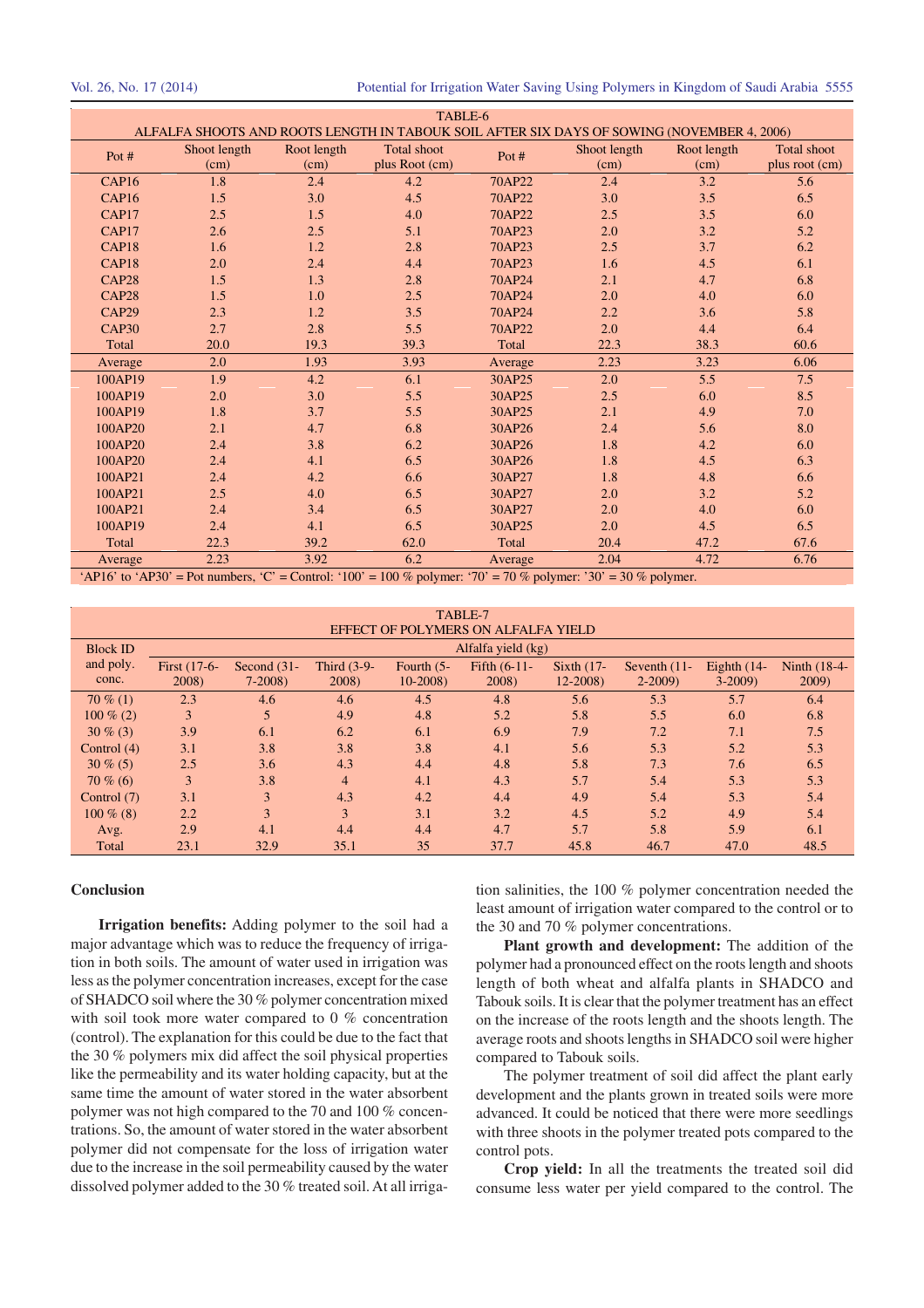TABLE-6
ALFALFA SHOOTS AND ROOTS LENGTH IN TABOUK SOIL AFTER SIX DAYS OF SOWING (NOVEMBER 4, 2006)

| Pot # | Shoot length (cm) | Root length (cm) | Total shoot plus Root (cm) | Pot # | Shoot length (cm) | Root length (cm) | Total shoot plus root (cm) |
|---|---|---|---|---|---|---|---|
| CAP16 | 1.8 | 2.4 | 4.2 | 70AP22 | 2.4 | 3.2 | 5.6 |
| CAP16 | 1.5 | 3.0 | 4.5 | 70AP22 | 3.0 | 3.5 | 6.5 |
| CAP17 | 2.5 | 1.5 | 4.0 | 70AP22 | 2.5 | 3.5 | 6.0 |
| CAP17 | 2.6 | 2.5 | 5.1 | 70AP23 | 2.0 | 3.2 | 5.2 |
| CAP18 | 1.6 | 1.2 | 2.8 | 70AP23 | 2.5 | 3.7 | 6.2 |
| CAP18 | 2.0 | 2.4 | 4.4 | 70AP23 | 1.6 | 4.5 | 6.1 |
| CAP28 | 1.5 | 1.3 | 2.8 | 70AP24 | 2.1 | 4.7 | 6.8 |
| CAP28 | 1.5 | 1.0 | 2.5 | 70AP24 | 2.0 | 4.0 | 6.0 |
| CAP29 | 2.3 | 1.2 | 3.5 | 70AP24 | 2.2 | 3.6 | 5.8 |
| CAP30 | 2.7 | 2.8 | 5.5 | 70AP22 | 2.0 | 4.4 | 6.4 |
| Total | 20.0 | 19.3 | 39.3 | Total | 22.3 | 38.3 | 60.6 |
| Average | 2.0 | 1.93 | 3.93 | Average | 2.23 | 3.23 | 6.06 |
| 100AP19 | 1.9 | 4.2 | 6.1 | 30AP25 | 2.0 | 5.5 | 7.5 |
| 100AP19 | 2.0 | 3.0 | 5.5 | 30AP25 | 2.5 | 6.0 | 8.5 |
| 100AP19 | 1.8 | 3.7 | 5.5 | 30AP25 | 2.1 | 4.9 | 7.0 |
| 100AP20 | 2.1 | 4.7 | 6.8 | 30AP26 | 2.4 | 5.6 | 8.0 |
| 100AP20 | 2.4 | 3.8 | 6.2 | 30AP26 | 1.8 | 4.2 | 6.0 |
| 100AP20 | 2.4 | 4.1 | 6.5 | 30AP26 | 1.8 | 4.5 | 6.3 |
| 100AP21 | 2.4 | 4.2 | 6.6 | 30AP27 | 1.8 | 4.8 | 6.6 |
| 100AP21 | 2.5 | 4.0 | 6.5 | 30AP27 | 2.0 | 3.2 | 5.2 |
| 100AP21 | 2.4 | 3.4 | 6.5 | 30AP27 | 2.0 | 4.0 | 6.0 |
| 100AP19 | 2.4 | 4.1 | 6.5 | 30AP25 | 2.0 | 4.5 | 6.5 |
| Total | 22.3 | 39.2 | 62.0 | Total | 20.4 | 47.2 | 67.6 |
| Average | 2.23 | 3.92 | 6.2 | Average | 2.04 | 4.72 | 6.76 |

'AP16' to 'AP30' = Pot numbers, 'C' = Control: '100' = 100 % polymer: '70' = 70 % polymer: '30' = 30 % polymer.

TABLE-7
EFFECT OF POLYMERS ON ALFALFA YIELD

| Block ID and poly. conc. | Alfalfa yield (kg) | | | | | | | | |
|---|---|---|---|---|---|---|---|---|---|
| | First (17-6-2008) | Second (31-7-2008) | Third (3-9-2008) | Fourth (5-10-2008) | Fifth (6-11-2008) | Sixth (17-12-2008) | Seventh (11-2-2009) | Eighth (14-3-2009) | Ninth (18-4-2009) |
| 70 % (1) | 2.3 | 4.6 | 4.6 | 4.5 | 4.8 | 5.6 | 5.3 | 5.7 | 6.4 |
| 100 % (2) | 3 | 5 | 4.9 | 4.8 | 5.2 | 5.8 | 5.5 | 6.0 | 6.8 |
| 30 % (3) | 3.9 | 6.1 | 6.2 | 6.1 | 6.9 | 7.9 | 7.2 | 7.1 | 7.5 |
| Control (4) | 3.1 | 3.8 | 3.8 | 3.8 | 4.1 | 5.6 | 5.3 | 5.2 | 5.3 |
| 30 % (5) | 2.5 | 3.6 | 4.3 | 4.4 | 4.8 | 5.8 | 7.3 | 7.6 | 6.5 |
| 70 % (6) | 3 | 3.8 | 4 | 4.1 | 4.3 | 5.7 | 5.4 | 5.3 | 5.3 |
| Control (7) | 3.1 | 3 | 4.3 | 4.2 | 4.4 | 4.9 | 5.4 | 5.3 | 5.4 |
| 100 % (8) | 2.2 | 3 | 3 | 3.1 | 3.2 | 4.5 | 5.2 | 4.9 | 5.4 |
| Avg. | 2.9 | 4.1 | 4.4 | 4.4 | 4.7 | 5.7 | 5.8 | 5.9 | 6.1 |
| Total | 23.1 | 32.9 | 35.1 | 35 | 37.7 | 45.8 | 46.7 | 47.0 | 48.5 |

## Conclusion

**Irrigation benefits:** Adding polymer to the soil had a major advantage which was to reduce the frequency of irrigation in both soils. The amount of water used in irrigation was less as the polymer concentration increases, except for the case of SHADCO soil where the 30 % polymer concentration mixed with soil took more water compared to 0 % concentration (control). The explanation for this could be due to the fact that the 30 % polymers mix did affect the soil physical properties like the permeability and its water holding capacity, but at the same time the amount of water stored in the water absorbent polymer was not high compared to the 70 and 100 % concentrations. So, the amount of water stored in the water absorbent polymer did not compensate for the loss of irrigation water due to the increase in the soil permeability caused by the water dissolved polymer added to the 30 % treated soil. At all irrigation salinities, the 100 % polymer concentration needed the least amount of irrigation water compared to the control or to the 30 and 70 % polymer concentrations.

**Plant growth and development:** The addition of the polymer had a pronounced effect on the roots length and shoots length of both wheat and alfalfa plants in SHADCO and Tabouk soils. It is clear that the polymer treatment has an effect on the increase of the roots length and the shoots length. The average roots and shoots lengths in SHADCO soil were higher compared to Tabouk soils.

The polymer treatment of soil did affect the plant early development and the plants grown in treated soils were more advanced. It could be noticed that there were more seedlings with three shoots in the polymer treated pots compared to the control pots.

**Crop yield:** In all the treatments the treated soil did consume less water per yield compared to the control. The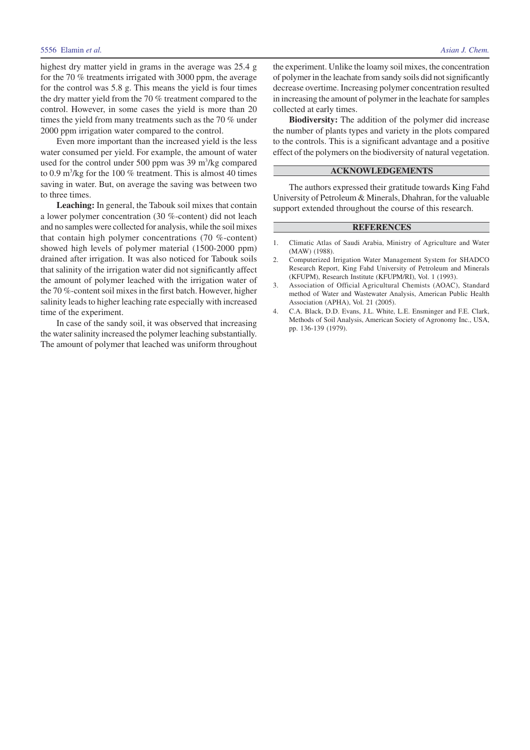highest dry matter yield in grams in the average was 25.4 g for the 70 % treatments irrigated with 3000 ppm, the average for the control was 5.8 g. This means the yield is four times the dry matter yield from the 70 % treatment compared to the control. However, in some cases the yield is more than 20 times the yield from many treatments such as the 70 % under 2000 ppm irrigation water compared to the control.

Even more important than the increased yield is the less water consumed per yield. For example, the amount of water used for the control under 500 ppm was 39 $m^3$/kg compared to 0.9 $m^3$/kg for the 100 % treatment. This is almost 40 times saving in water. But, on average the saving was between two to three times.

**Leaching:** In general, the Tabouk soil mixes that contain a lower polymer concentration (30 %-content) did not leach and no samples were collected for analysis, while the soil mixes that contain high polymer concentrations (70 %-content) showed high levels of polymer material (1500-2000 ppm) drained after irrigation. It was also noticed for Tabouk soils that salinity of the irrigation water did not significantly affect the amount of polymer leached with the irrigation water of the 70 %-content soil mixes in the first batch. However, higher salinity leads to higher leaching rate especially with increased time of the experiment.

In case of the sandy soil, it was observed that increasing the water salinity increased the polymer leaching substantially. The amount of polymer that leached was uniform throughout the experiment. Unlike the loamy soil mixes, the concentration of polymer in the leachate from sandy soils did not significantly decrease overtime. Increasing polymer concentration resulted in increasing the amount of polymer in the leachate for samples collected at early times.

**Biodiversity:** The addition of the polymer did increase the number of plants types and variety in the plots compared to the controls. This is a significant advantage and a positive effect of the polymers on the biodiversity of natural vegetation.

## ACKNOWLEDGEMENTS

The authors expressed their gratitude towards King Fahd University of Petroleum & Minerals, Dhahran, for the valuable support extended throughout the course of this research.

## REFERENCES

1. Climatic Atlas of Saudi Arabia, Ministry of Agriculture and Water (MAW) (1988).
2. Computerized Irrigation Water Management System for SHADCO Research Report, King Fahd University of Petroleum and Minerals (KFUPM), Research Institute (KFUPM/RI), Vol. 1 (1993).
3. Association of Official Agricultural Chemists (AOAC), Standard method of Water and Wastewater Analysis, American Public Health Association (APHA), Vol. 21 (2005).
4. C.A. Black, D.D. Evans, J.L. White, L.E. Ensminger and F.E. Clark, Methods of Soil Analysis, American Society of Agronomy Inc., USA, pp. 136-139 (1979).